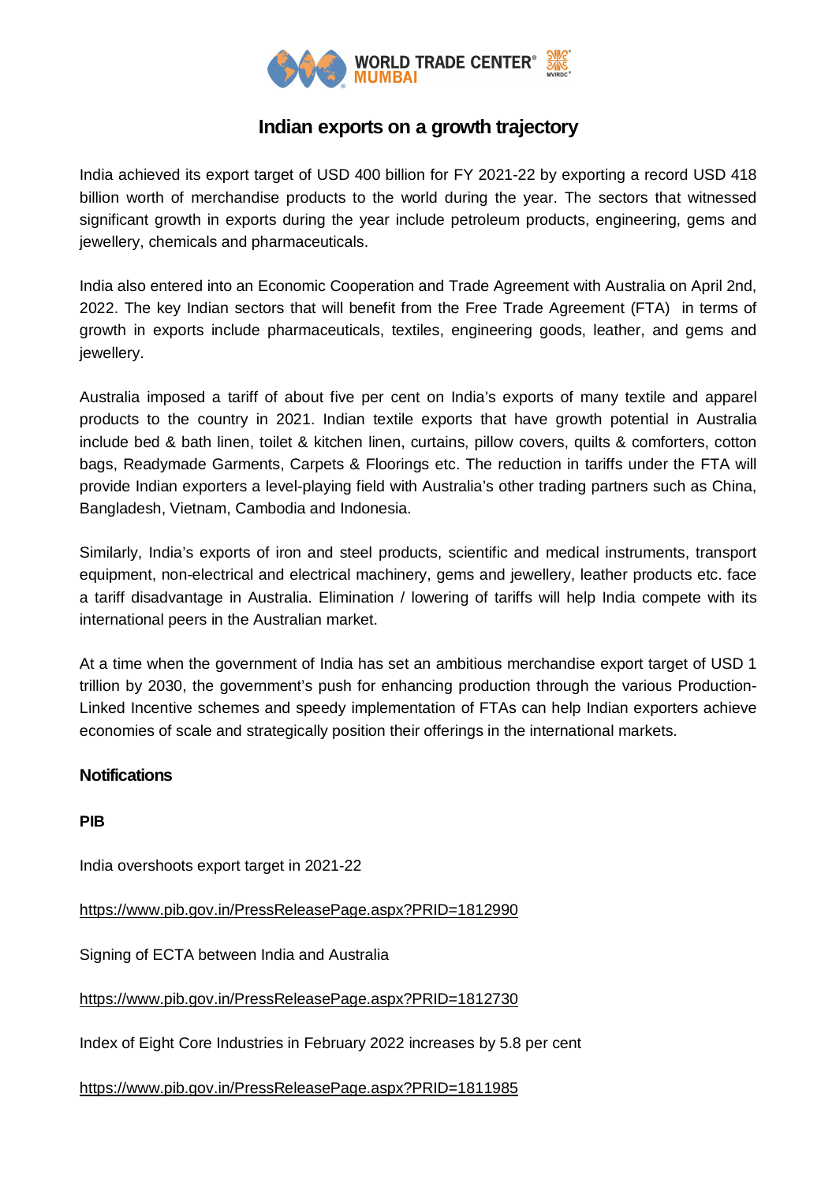# Indian exports on a growth trajectory

India achieved its export target of USD 400 billion for FY 2021-22 by exporting a record USD 418 billion worth of merchandise products to the world during the year. The sectors that witnessed significant growth in exports during the year include petroleum products, engineering, gems and jewellery, chemicals and pharmaceuticals.

India also entered into an Economic Cooperation and Trade Agreement with Australia on April 2nd, 2022. The key Indian sectors that will benefit from the Free Trade Agreement (FTA) in terms of growth in exports include pharmaceuticals, textiles, engineering goods, leather, and gems and jewellery.

Australia imposed a tariff of about five per cent on India's exports of many textile and apparel products to the country in 2021. Indian textile exports that have growth potential in Australia include bed & bath linen, toilet & kitchen linen, curtains, pillow covers, quilts & comforters, cotton bags, Readymade Garments, Carpets & Floorings etc. The reduction in tariffs under the FTA will provide Indian exporters a level-playing field with Australia's other trading partners such as China, Bangladesh, Vietnam, Cambodia and Indonesia.

Similarly, India's exports of iron and steel products, scientific and medical instruments, transport equipment, non-electrical and electrical machinery, gems and jewellery, leather products etc. face a tariff disadvantage in Australia. Elimination / lowering of tariffs will help India compete with its international peers in the Australian market.

At a time when the government of India has set an ambitious merchandise export target of USD 1 trillion by 2030, the government's push for enhancing production through the various Production-Linked Incentive schemes and speedy implementation of FTAs can help Indian exporters achieve economies of scale and strategically position their offerings in the international markets.

## Notifications

### PIB

India overshoots export target in 2021-22

https://www.pib.gov.in/PressReleasePage.aspx?PRID=1812990

Signing of ECTA between India and Australia

https://www.pib.gov.in/PressReleasePage.aspx?PRID=1812730

Index of Eight Core Industries in February 2022 increases by 5.8 per cent

https://www.pib.gov.in/PressReleasePage.aspx?PRID=1811985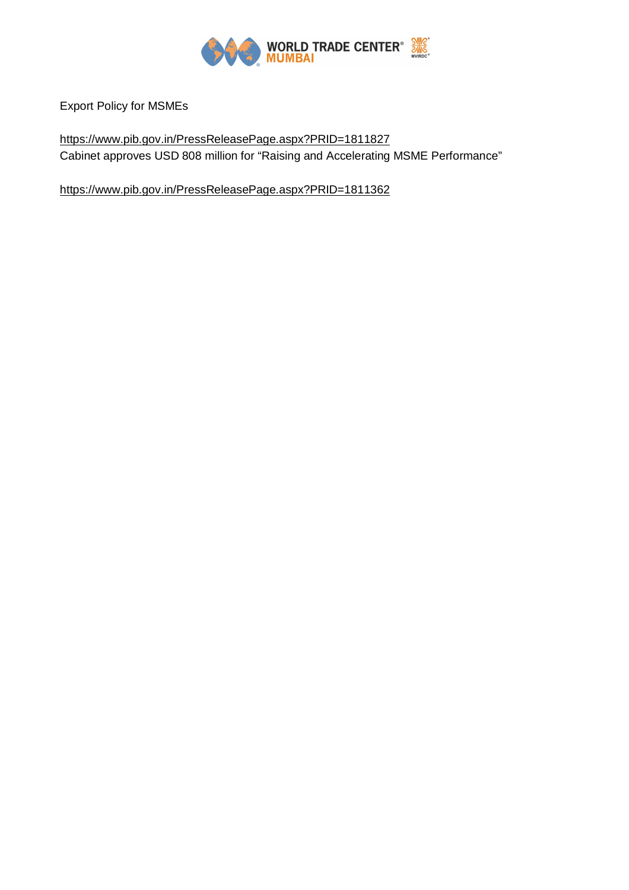Export Policy for MSMEs

https://www.pib.gov.in/PressReleasePage.aspx?PRID=1811827
Cabinet approves USD 808 million for “Raising and Accelerating MSME Performance”

https://www.pib.gov.in/PressReleasePage.aspx?PRID=1811362